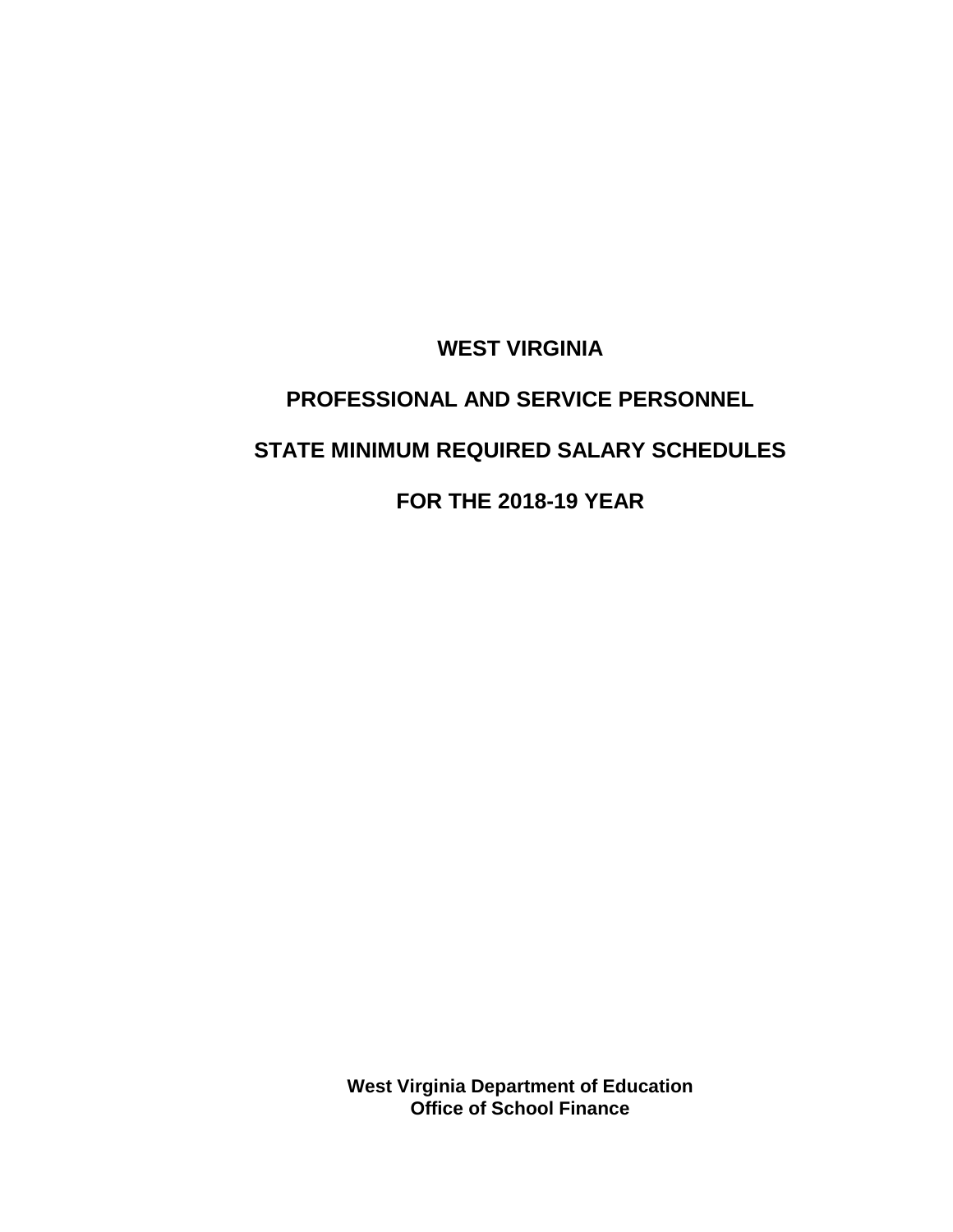# WEST VIRGINIA

# PROFESSIONAL AND SERVICE PERSONNEL

# STATE MINIMUM REQUIRED SALARY SCHEDULES

# FOR THE 2018-19 YEAR

**West Virginia Department of Education**
**Office of School Finance**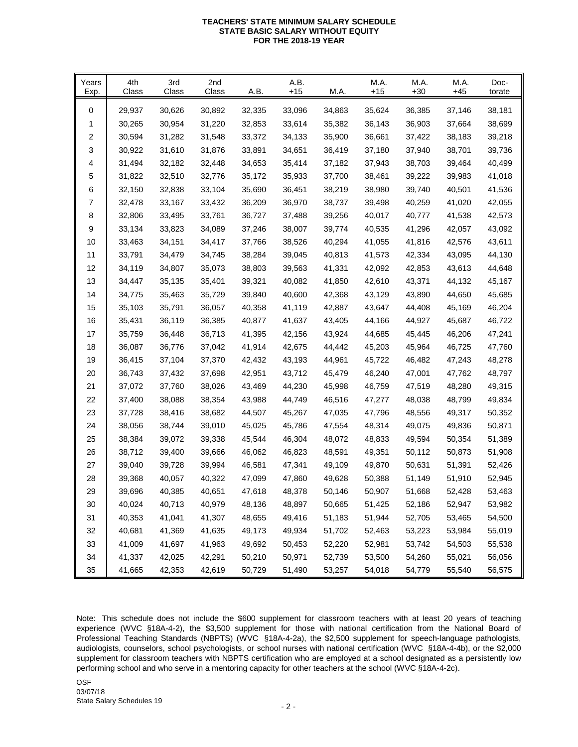**TEACHERS' STATE MINIMUM SALARY SCHEDULE**
**STATE BASIC SALARY WITHOUT EQUITY**
**FOR THE 2018-19 YEAR**

| Years Exp. | 4th Class | 3rd Class | 2nd Class | A.B. | A.B. +15 | M.A. | M.A. +15 | M.A. +30 | M.A. +45 | Doc-torate |
|---|---|---|---|---|---|---|---|---|---|---|
| 0 | 29,937 | 30,626 | 30,892 | 32,335 | 33,096 | 34,863 | 35,624 | 36,385 | 37,146 | 38,181 |
| 1 | 30,265 | 30,954 | 31,220 | 32,853 | 33,614 | 35,382 | 36,143 | 36,903 | 37,664 | 38,699 |
| 2 | 30,594 | 31,282 | 31,548 | 33,372 | 34,133 | 35,900 | 36,661 | 37,422 | 38,183 | 39,218 |
| 3 | 30,922 | 31,610 | 31,876 | 33,891 | 34,651 | 36,419 | 37,180 | 37,940 | 38,701 | 39,736 |
| 4 | 31,494 | 32,182 | 32,448 | 34,653 | 35,414 | 37,182 | 37,943 | 38,703 | 39,464 | 40,499 |
| 5 | 31,822 | 32,510 | 32,776 | 35,172 | 35,933 | 37,700 | 38,461 | 39,222 | 39,983 | 41,018 |
| 6 | 32,150 | 32,838 | 33,104 | 35,690 | 36,451 | 38,219 | 38,980 | 39,740 | 40,501 | 41,536 |
| 7 | 32,478 | 33,167 | 33,432 | 36,209 | 36,970 | 38,737 | 39,498 | 40,259 | 41,020 | 42,055 |
| 8 | 32,806 | 33,495 | 33,761 | 36,727 | 37,488 | 39,256 | 40,017 | 40,777 | 41,538 | 42,573 |
| 9 | 33,134 | 33,823 | 34,089 | 37,246 | 38,007 | 39,774 | 40,535 | 41,296 | 42,057 | 43,092 |
| 10 | 33,463 | 34,151 | 34,417 | 37,766 | 38,526 | 40,294 | 41,055 | 41,816 | 42,576 | 43,611 |
| 11 | 33,791 | 34,479 | 34,745 | 38,284 | 39,045 | 40,813 | 41,573 | 42,334 | 43,095 | 44,130 |
| 12 | 34,119 | 34,807 | 35,073 | 38,803 | 39,563 | 41,331 | 42,092 | 42,853 | 43,613 | 44,648 |
| 13 | 34,447 | 35,135 | 35,401 | 39,321 | 40,082 | 41,850 | 42,610 | 43,371 | 44,132 | 45,167 |
| 14 | 34,775 | 35,463 | 35,729 | 39,840 | 40,600 | 42,368 | 43,129 | 43,890 | 44,650 | 45,685 |
| 15 | 35,103 | 35,791 | 36,057 | 40,358 | 41,119 | 42,887 | 43,647 | 44,408 | 45,169 | 46,204 |
| 16 | 35,431 | 36,119 | 36,385 | 40,877 | 41,637 | 43,405 | 44,166 | 44,927 | 45,687 | 46,722 |
| 17 | 35,759 | 36,448 | 36,713 | 41,395 | 42,156 | 43,924 | 44,685 | 45,445 | 46,206 | 47,241 |
| 18 | 36,087 | 36,776 | 37,042 | 41,914 | 42,675 | 44,442 | 45,203 | 45,964 | 46,725 | 47,760 |
| 19 | 36,415 | 37,104 | 37,370 | 42,432 | 43,193 | 44,961 | 45,722 | 46,482 | 47,243 | 48,278 |
| 20 | 36,743 | 37,432 | 37,698 | 42,951 | 43,712 | 45,479 | 46,240 | 47,001 | 47,762 | 48,797 |
| 21 | 37,072 | 37,760 | 38,026 | 43,469 | 44,230 | 45,998 | 46,759 | 47,519 | 48,280 | 49,315 |
| 22 | 37,400 | 38,088 | 38,354 | 43,988 | 44,749 | 46,516 | 47,277 | 48,038 | 48,799 | 49,834 |
| 23 | 37,728 | 38,416 | 38,682 | 44,507 | 45,267 | 47,035 | 47,796 | 48,556 | 49,317 | 50,352 |
| 24 | 38,056 | 38,744 | 39,010 | 45,025 | 45,786 | 47,554 | 48,314 | 49,075 | 49,836 | 50,871 |
| 25 | 38,384 | 39,072 | 39,338 | 45,544 | 46,304 | 48,072 | 48,833 | 49,594 | 50,354 | 51,389 |
| 26 | 38,712 | 39,400 | 39,666 | 46,062 | 46,823 | 48,591 | 49,351 | 50,112 | 50,873 | 51,908 |
| 27 | 39,040 | 39,728 | 39,994 | 46,581 | 47,341 | 49,109 | 49,870 | 50,631 | 51,391 | 52,426 |
| 28 | 39,368 | 40,057 | 40,322 | 47,099 | 47,860 | 49,628 | 50,388 | 51,149 | 51,910 | 52,945 |
| 29 | 39,696 | 40,385 | 40,651 | 47,618 | 48,378 | 50,146 | 50,907 | 51,668 | 52,428 | 53,463 |
| 30 | 40,024 | 40,713 | 40,979 | 48,136 | 48,897 | 50,665 | 51,425 | 52,186 | 52,947 | 53,982 |
| 31 | 40,353 | 41,041 | 41,307 | 48,655 | 49,416 | 51,183 | 51,944 | 52,705 | 53,465 | 54,500 |
| 32 | 40,681 | 41,369 | 41,635 | 49,173 | 49,934 | 51,702 | 52,463 | 53,223 | 53,984 | 55,019 |
| 33 | 41,009 | 41,697 | 41,963 | 49,692 | 50,453 | 52,220 | 52,981 | 53,742 | 54,503 | 55,538 |
| 34 | 41,337 | 42,025 | 42,291 | 50,210 | 50,971 | 52,739 | 53,500 | 54,260 | 55,021 | 56,056 |
| 35 | 41,665 | 42,353 | 42,619 | 50,729 | 51,490 | 53,257 | 54,018 | 54,779 | 55,540 | 56,575 |

Note: This schedule does not include the $600 supplement for classroom teachers with at least 20 years of teaching experience (WVC §18A-4-2), the $3,500 supplement for those with national certification from the National Board of Professional Teaching Standards (NBPTS) (WVC §18A-4-2a), the $2,500 supplement for speech-language pathologists, audiologists, counselors, school psychologists, or school nurses with national certification (WVC §18A-4-4b), or the $2,000 supplement for classroom teachers with NBPTS certification who are employed at a school designated as a persistently low performing school and who serve in a mentoring capacity for other teachers at the school (WVC §18A-4-2c).

OSF
03/07/18
State Salary Schedules 19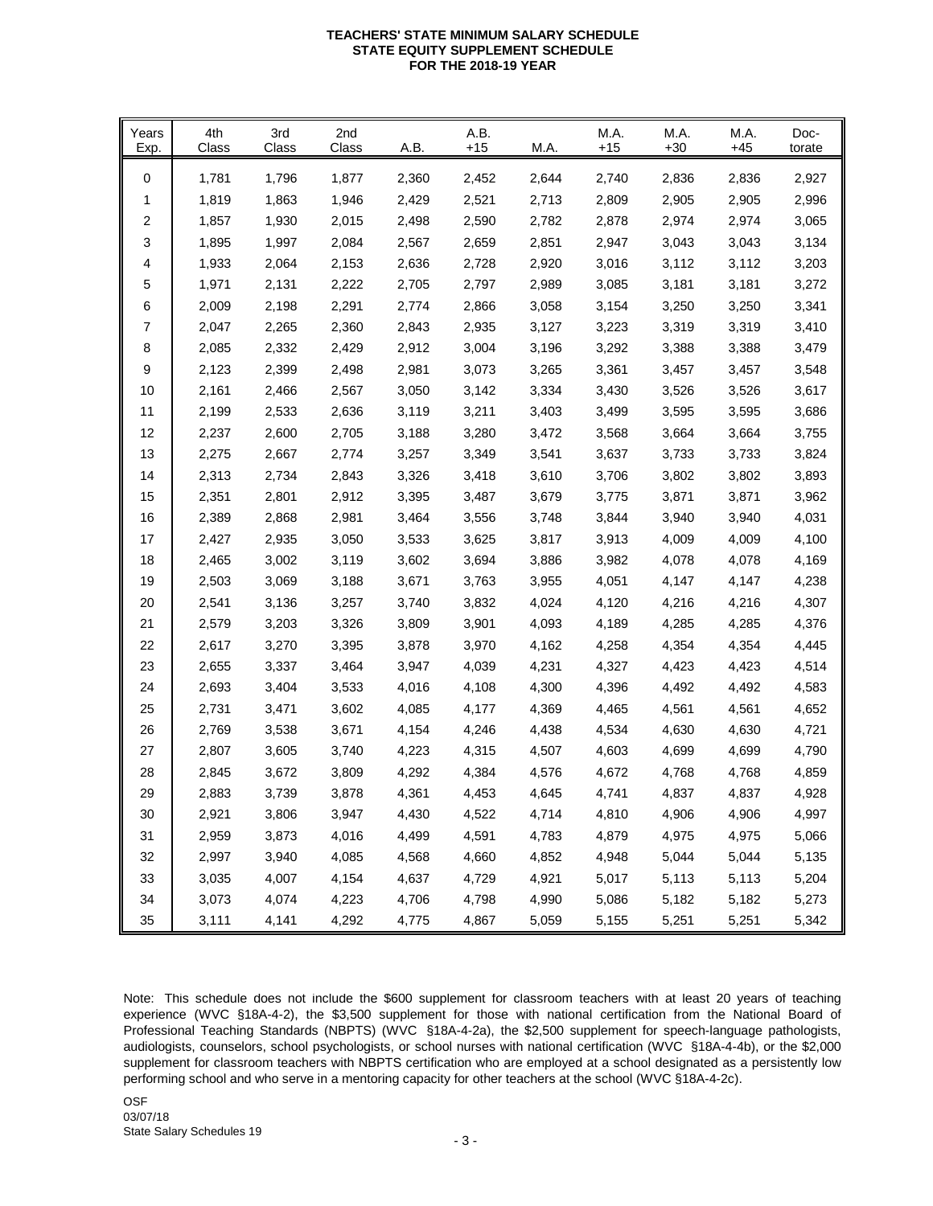# TEACHERS' STATE MINIMUM SALARY SCHEDULE
## STATE EQUITY SUPPLEMENT SCHEDULE
## FOR THE 2018-19 YEAR

| Years Exp. | 4th Class | 3rd Class | 2nd Class | A.B. | A.B. +15 | M.A. | M.A. +15 | M.A. +30 | M.A. +45 | Doc- torate |
|---|---|---|---|---|---|---|---|---|---|---|
| 0 | 1,781 | 1,796 | 1,877 | 2,360 | 2,452 | 2,644 | 2,740 | 2,836 | 2,836 | 2,927 |
| 1 | 1,819 | 1,863 | 1,946 | 2,429 | 2,521 | 2,713 | 2,809 | 2,905 | 2,905 | 2,996 |
| 2 | 1,857 | 1,930 | 2,015 | 2,498 | 2,590 | 2,782 | 2,878 | 2,974 | 2,974 | 3,065 |
| 3 | 1,895 | 1,997 | 2,084 | 2,567 | 2,659 | 2,851 | 2,947 | 3,043 | 3,043 | 3,134 |
| 4 | 1,933 | 2,064 | 2,153 | 2,636 | 2,728 | 2,920 | 3,016 | 3,112 | 3,112 | 3,203 |
| 5 | 1,971 | 2,131 | 2,222 | 2,705 | 2,797 | 2,989 | 3,085 | 3,181 | 3,181 | 3,272 |
| 6 | 2,009 | 2,198 | 2,291 | 2,774 | 2,866 | 3,058 | 3,154 | 3,250 | 3,250 | 3,341 |
| 7 | 2,047 | 2,265 | 2,360 | 2,843 | 2,935 | 3,127 | 3,223 | 3,319 | 3,319 | 3,410 |
| 8 | 2,085 | 2,332 | 2,429 | 2,912 | 3,004 | 3,196 | 3,292 | 3,388 | 3,388 | 3,479 |
| 9 | 2,123 | 2,399 | 2,498 | 2,981 | 3,073 | 3,265 | 3,361 | 3,457 | 3,457 | 3,548 |
| 10 | 2,161 | 2,466 | 2,567 | 3,050 | 3,142 | 3,334 | 3,430 | 3,526 | 3,526 | 3,617 |
| 11 | 2,199 | 2,533 | 2,636 | 3,119 | 3,211 | 3,403 | 3,499 | 3,595 | 3,595 | 3,686 |
| 12 | 2,237 | 2,600 | 2,705 | 3,188 | 3,280 | 3,472 | 3,568 | 3,664 | 3,664 | 3,755 |
| 13 | 2,275 | 2,667 | 2,774 | 3,257 | 3,349 | 3,541 | 3,637 | 3,733 | 3,733 | 3,824 |
| 14 | 2,313 | 2,734 | 2,843 | 3,326 | 3,418 | 3,610 | 3,706 | 3,802 | 3,802 | 3,893 |
| 15 | 2,351 | 2,801 | 2,912 | 3,395 | 3,487 | 3,679 | 3,775 | 3,871 | 3,871 | 3,962 |
| 16 | 2,389 | 2,868 | 2,981 | 3,464 | 3,556 | 3,748 | 3,844 | 3,940 | 3,940 | 4,031 |
| 17 | 2,427 | 2,935 | 3,050 | 3,533 | 3,625 | 3,817 | 3,913 | 4,009 | 4,009 | 4,100 |
| 18 | 2,465 | 3,002 | 3,119 | 3,602 | 3,694 | 3,886 | 3,982 | 4,078 | 4,078 | 4,169 |
| 19 | 2,503 | 3,069 | 3,188 | 3,671 | 3,763 | 3,955 | 4,051 | 4,147 | 4,147 | 4,238 |
| 20 | 2,541 | 3,136 | 3,257 | 3,740 | 3,832 | 4,024 | 4,120 | 4,216 | 4,216 | 4,307 |
| 21 | 2,579 | 3,203 | 3,326 | 3,809 | 3,901 | 4,093 | 4,189 | 4,285 | 4,285 | 4,376 |
| 22 | 2,617 | 3,270 | 3,395 | 3,878 | 3,970 | 4,162 | 4,258 | 4,354 | 4,354 | 4,445 |
| 23 | 2,655 | 3,337 | 3,464 | 3,947 | 4,039 | 4,231 | 4,327 | 4,423 | 4,423 | 4,514 |
| 24 | 2,693 | 3,404 | 3,533 | 4,016 | 4,108 | 4,300 | 4,396 | 4,492 | 4,492 | 4,583 |
| 25 | 2,731 | 3,471 | 3,602 | 4,085 | 4,177 | 4,369 | 4,465 | 4,561 | 4,561 | 4,652 |
| 26 | 2,769 | 3,538 | 3,671 | 4,154 | 4,246 | 4,438 | 4,534 | 4,630 | 4,630 | 4,721 |
| 27 | 2,807 | 3,605 | 3,740 | 4,223 | 4,315 | 4,507 | 4,603 | 4,699 | 4,699 | 4,790 |
| 28 | 2,845 | 3,672 | 3,809 | 4,292 | 4,384 | 4,576 | 4,672 | 4,768 | 4,768 | 4,859 |
| 29 | 2,883 | 3,739 | 3,878 | 4,361 | 4,453 | 4,645 | 4,741 | 4,837 | 4,837 | 4,928 |
| 30 | 2,921 | 3,806 | 3,947 | 4,430 | 4,522 | 4,714 | 4,810 | 4,906 | 4,906 | 4,997 |
| 31 | 2,959 | 3,873 | 4,016 | 4,499 | 4,591 | 4,783 | 4,879 | 4,975 | 4,975 | 5,066 |
| 32 | 2,997 | 3,940 | 4,085 | 4,568 | 4,660 | 4,852 | 4,948 | 5,044 | 5,044 | 5,135 |
| 33 | 3,035 | 4,007 | 4,154 | 4,637 | 4,729 | 4,921 | 5,017 | 5,113 | 5,113 | 5,204 |
| 34 | 3,073 | 4,074 | 4,223 | 4,706 | 4,798 | 4,990 | 5,086 | 5,182 | 5,182 | 5,273 |
| 35 | 3,111 | 4,141 | 4,292 | 4,775 | 4,867 | 5,059 | 5,155 | 5,251 | 5,251 | 5,342 |

Note: This schedule does not include the $600 supplement for classroom teachers with at least 20 years of teaching experience (WVC §18A-4-2), the $3,500 supplement for those with national certification from the National Board of Professional Teaching Standards (NBPTS) (WVC §18A-4-2a), the $2,500 supplement for speech-language pathologists, audiologists, counselors, school psychologists, or school nurses with national certification (WVC §18A-4-4b), or the $2,000 supplement for classroom teachers with NBPTS certification who are employed at a school designated as a persistently low performing school and who serve in a mentoring capacity for other teachers at the school (WVC §18A-4-2c).

OSF
03/07/18
State Salary Schedules 19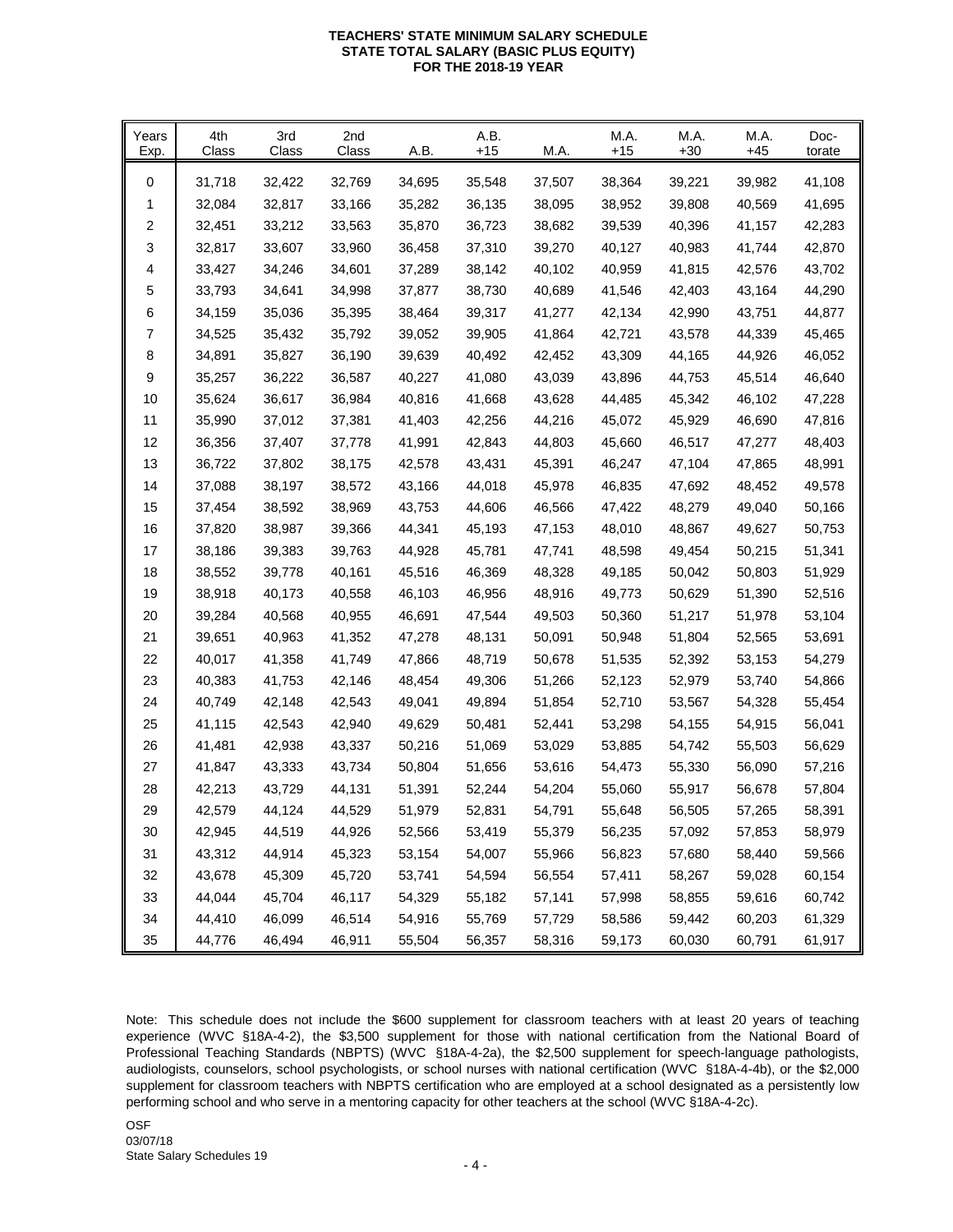# TEACHERS' STATE MINIMUM SALARY SCHEDULE
## STATE TOTAL SALARY (BASIC PLUS EQUITY)
## FOR THE 2018-19 YEAR

| Years Exp. | 4th Class | 3rd Class | 2nd Class | A.B. | A.B. +15 | M.A. | M.A. +15 | M.A. +30 | M.A. +45 | Doc-torate |
|---|---|---|---|---|---|---|---|---|---|---|
| 0 | 31,718 | 32,422 | 32,769 | 34,695 | 35,548 | 37,507 | 38,364 | 39,221 | 39,982 | 41,108 |
| 1 | 32,084 | 32,817 | 33,166 | 35,282 | 36,135 | 38,095 | 38,952 | 39,808 | 40,569 | 41,695 |
| 2 | 32,451 | 33,212 | 33,563 | 35,870 | 36,723 | 38,682 | 39,539 | 40,396 | 41,157 | 42,283 |
| 3 | 32,817 | 33,607 | 33,960 | 36,458 | 37,310 | 39,270 | 40,127 | 40,983 | 41,744 | 42,870 |
| 4 | 33,427 | 34,246 | 34,601 | 37,289 | 38,142 | 40,102 | 40,959 | 41,815 | 42,576 | 43,702 |
| 5 | 33,793 | 34,641 | 34,998 | 37,877 | 38,730 | 40,689 | 41,546 | 42,403 | 43,164 | 44,290 |
| 6 | 34,159 | 35,036 | 35,395 | 38,464 | 39,317 | 41,277 | 42,134 | 42,990 | 43,751 | 44,877 |
| 7 | 34,525 | 35,432 | 35,792 | 39,052 | 39,905 | 41,864 | 42,721 | 43,578 | 44,339 | 45,465 |
| 8 | 34,891 | 35,827 | 36,190 | 39,639 | 40,492 | 42,452 | 43,309 | 44,165 | 44,926 | 46,052 |
| 9 | 35,257 | 36,222 | 36,587 | 40,227 | 41,080 | 43,039 | 43,896 | 44,753 | 45,514 | 46,640 |
| 10 | 35,624 | 36,617 | 36,984 | 40,816 | 41,668 | 43,628 | 44,485 | 45,342 | 46,102 | 47,228 |
| 11 | 35,990 | 37,012 | 37,381 | 41,403 | 42,256 | 44,216 | 45,072 | 45,929 | 46,690 | 47,816 |
| 12 | 36,356 | 37,407 | 37,778 | 41,991 | 42,843 | 44,803 | 45,660 | 46,517 | 47,277 | 48,403 |
| 13 | 36,722 | 37,802 | 38,175 | 42,578 | 43,431 | 45,391 | 46,247 | 47,104 | 47,865 | 48,991 |
| 14 | 37,088 | 38,197 | 38,572 | 43,166 | 44,018 | 45,978 | 46,835 | 47,692 | 48,452 | 49,578 |
| 15 | 37,454 | 38,592 | 38,969 | 43,753 | 44,606 | 46,566 | 47,422 | 48,279 | 49,040 | 50,166 |
| 16 | 37,820 | 38,987 | 39,366 | 44,341 | 45,193 | 47,153 | 48,010 | 48,867 | 49,627 | 50,753 |
| 17 | 38,186 | 39,383 | 39,763 | 44,928 | 45,781 | 47,741 | 48,598 | 49,454 | 50,215 | 51,341 |
| 18 | 38,552 | 39,778 | 40,161 | 45,516 | 46,369 | 48,328 | 49,185 | 50,042 | 50,803 | 51,929 |
| 19 | 38,918 | 40,173 | 40,558 | 46,103 | 46,956 | 48,916 | 49,773 | 50,629 | 51,390 | 52,516 |
| 20 | 39,284 | 40,568 | 40,955 | 46,691 | 47,544 | 49,503 | 50,360 | 51,217 | 51,978 | 53,104 |
| 21 | 39,651 | 40,963 | 41,352 | 47,278 | 48,131 | 50,091 | 50,948 | 51,804 | 52,565 | 53,691 |
| 22 | 40,017 | 41,358 | 41,749 | 47,866 | 48,719 | 50,678 | 51,535 | 52,392 | 53,153 | 54,279 |
| 23 | 40,383 | 41,753 | 42,146 | 48,454 | 49,306 | 51,266 | 52,123 | 52,979 | 53,740 | 54,866 |
| 24 | 40,749 | 42,148 | 42,543 | 49,041 | 49,894 | 51,854 | 52,710 | 53,567 | 54,328 | 55,454 |
| 25 | 41,115 | 42,543 | 42,940 | 49,629 | 50,481 | 52,441 | 53,298 | 54,155 | 54,915 | 56,041 |
| 26 | 41,481 | 42,938 | 43,337 | 50,216 | 51,069 | 53,029 | 53,885 | 54,742 | 55,503 | 56,629 |
| 27 | 41,847 | 43,333 | 43,734 | 50,804 | 51,656 | 53,616 | 54,473 | 55,330 | 56,090 | 57,216 |
| 28 | 42,213 | 43,729 | 44,131 | 51,391 | 52,244 | 54,204 | 55,060 | 55,917 | 56,678 | 57,804 |
| 29 | 42,579 | 44,124 | 44,529 | 51,979 | 52,831 | 54,791 | 55,648 | 56,505 | 57,265 | 58,391 |
| 30 | 42,945 | 44,519 | 44,926 | 52,566 | 53,419 | 55,379 | 56,235 | 57,092 | 57,853 | 58,979 |
| 31 | 43,312 | 44,914 | 45,323 | 53,154 | 54,007 | 55,966 | 56,823 | 57,680 | 58,440 | 59,566 |
| 32 | 43,678 | 45,309 | 45,720 | 53,741 | 54,594 | 56,554 | 57,411 | 58,267 | 59,028 | 60,154 |
| 33 | 44,044 | 45,704 | 46,117 | 54,329 | 55,182 | 57,141 | 57,998 | 58,855 | 59,616 | 60,742 |
| 34 | 44,410 | 46,099 | 46,514 | 54,916 | 55,769 | 57,729 | 58,586 | 59,442 | 60,203 | 61,329 |
| 35 | 44,776 | 46,494 | 46,911 | 55,504 | 56,357 | 58,316 | 59,173 | 60,030 | 60,791 | 61,917 |

Note: This schedule does not include the $600 supplement for classroom teachers with at least 20 years of teaching experience (WVC §18A-4-2), the $3,500 supplement for those with national certification from the National Board of Professional Teaching Standards (NBPTS) (WVC §18A-4-2a), the $2,500 supplement for speech-language pathologists, audiologists, counselors, school psychologists, or school nurses with national certification (WVC §18A-4-4b), or the $2,000 supplement for classroom teachers with NBPTS certification who are employed at a school designated as a persistently low performing school and who serve in a mentoring capacity for other teachers at the school (WVC §18A-4-2c).

OSF
03/07/18
State Salary Schedules 19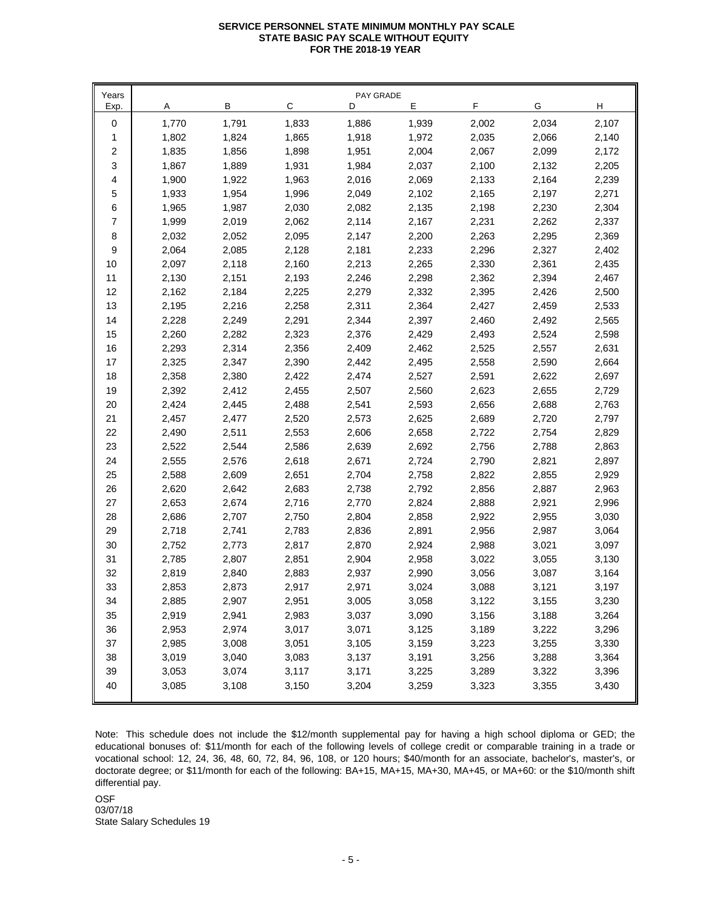**SERVICE PERSONNEL STATE MINIMUM MONTHLY PAY SCALE**
**STATE BASIC PAY SCALE WITHOUT EQUITY**
**FOR THE 2018-19 YEAR**

| Years | PAY GRADE | | | | | | | |
|---|---|---|---|---|---|---|---|---|
| Exp. | A | B | C | D | E | F | G | H |
| 0 | 1,770 | 1,791 | 1,833 | 1,886 | 1,939 | 2,002 | 2,034 | 2,107 |
| 1 | 1,802 | 1,824 | 1,865 | 1,918 | 1,972 | 2,035 | 2,066 | 2,140 |
| 2 | 1,835 | 1,856 | 1,898 | 1,951 | 2,004 | 2,067 | 2,099 | 2,172 |
| 3 | 1,867 | 1,889 | 1,931 | 1,984 | 2,037 | 2,100 | 2,132 | 2,205 |
| 4 | 1,900 | 1,922 | 1,963 | 2,016 | 2,069 | 2,133 | 2,164 | 2,239 |
| 5 | 1,933 | 1,954 | 1,996 | 2,049 | 2,102 | 2,165 | 2,197 | 2,271 |
| 6 | 1,965 | 1,987 | 2,030 | 2,082 | 2,135 | 2,198 | 2,230 | 2,304 |
| 7 | 1,999 | 2,019 | 2,062 | 2,114 | 2,167 | 2,231 | 2,262 | 2,337 |
| 8 | 2,032 | 2,052 | 2,095 | 2,147 | 2,200 | 2,263 | 2,295 | 2,369 |
| 9 | 2,064 | 2,085 | 2,128 | 2,181 | 2,233 | 2,296 | 2,327 | 2,402 |
| 10 | 2,097 | 2,118 | 2,160 | 2,213 | 2,265 | 2,330 | 2,361 | 2,435 |
| 11 | 2,130 | 2,151 | 2,193 | 2,246 | 2,298 | 2,362 | 2,394 | 2,467 |
| 12 | 2,162 | 2,184 | 2,225 | 2,279 | 2,332 | 2,395 | 2,426 | 2,500 |
| 13 | 2,195 | 2,216 | 2,258 | 2,311 | 2,364 | 2,427 | 2,459 | 2,533 |
| 14 | 2,228 | 2,249 | 2,291 | 2,344 | 2,397 | 2,460 | 2,492 | 2,565 |
| 15 | 2,260 | 2,282 | 2,323 | 2,376 | 2,429 | 2,493 | 2,524 | 2,598 |
| 16 | 2,293 | 2,314 | 2,356 | 2,409 | 2,462 | 2,525 | 2,557 | 2,631 |
| 17 | 2,325 | 2,347 | 2,390 | 2,442 | 2,495 | 2,558 | 2,590 | 2,664 |
| 18 | 2,358 | 2,380 | 2,422 | 2,474 | 2,527 | 2,591 | 2,622 | 2,697 |
| 19 | 2,392 | 2,412 | 2,455 | 2,507 | 2,560 | 2,623 | 2,655 | 2,729 |
| 20 | 2,424 | 2,445 | 2,488 | 2,541 | 2,593 | 2,656 | 2,688 | 2,763 |
| 21 | 2,457 | 2,477 | 2,520 | 2,573 | 2,625 | 2,689 | 2,720 | 2,797 |
| 22 | 2,490 | 2,511 | 2,553 | 2,606 | 2,658 | 2,722 | 2,754 | 2,829 |
| 23 | 2,522 | 2,544 | 2,586 | 2,639 | 2,692 | 2,756 | 2,788 | 2,863 |
| 24 | 2,555 | 2,576 | 2,618 | 2,671 | 2,724 | 2,790 | 2,821 | 2,897 |
| 25 | 2,588 | 2,609 | 2,651 | 2,704 | 2,758 | 2,822 | 2,855 | 2,929 |
| 26 | 2,620 | 2,642 | 2,683 | 2,738 | 2,792 | 2,856 | 2,887 | 2,963 |
| 27 | 2,653 | 2,674 | 2,716 | 2,770 | 2,824 | 2,888 | 2,921 | 2,996 |
| 28 | 2,686 | 2,707 | 2,750 | 2,804 | 2,858 | 2,922 | 2,955 | 3,030 |
| 29 | 2,718 | 2,741 | 2,783 | 2,836 | 2,891 | 2,956 | 2,987 | 3,064 |
| 30 | 2,752 | 2,773 | 2,817 | 2,870 | 2,924 | 2,988 | 3,021 | 3,097 |
| 31 | 2,785 | 2,807 | 2,851 | 2,904 | 2,958 | 3,022 | 3,055 | 3,130 |
| 32 | 2,819 | 2,840 | 2,883 | 2,937 | 2,990 | 3,056 | 3,087 | 3,164 |
| 33 | 2,853 | 2,873 | 2,917 | 2,971 | 3,024 | 3,088 | 3,121 | 3,197 |
| 34 | 2,885 | 2,907 | 2,951 | 3,005 | 3,058 | 3,122 | 3,155 | 3,230 |
| 35 | 2,919 | 2,941 | 2,983 | 3,037 | 3,090 | 3,156 | 3,188 | 3,264 |
| 36 | 2,953 | 2,974 | 3,017 | 3,071 | 3,125 | 3,189 | 3,222 | 3,296 |
| 37 | 2,985 | 3,008 | 3,051 | 3,105 | 3,159 | 3,223 | 3,255 | 3,330 |
| 38 | 3,019 | 3,040 | 3,083 | 3,137 | 3,191 | 3,256 | 3,288 | 3,364 |
| 39 | 3,053 | 3,074 | 3,117 | 3,171 | 3,225 | 3,289 | 3,322 | 3,396 |
| 40 | 3,085 | 3,108 | 3,150 | 3,204 | 3,259 | 3,323 | 3,355 | 3,430 |

Note: This schedule does not include the $12/month supplemental pay for having a high school diploma or GED; the educational bonuses of: $11/month for each of the following levels of college credit or comparable training in a trade or vocational school: 12, 24, 36, 48, 60, 72, 84, 96, 108, or 120 hours; $40/month for an associate, bachelor's, master's, or doctorate degree; or $11/month for each of the following: BA+15, MA+15, MA+30, MA+45, or MA+60: or the $10/month shift differential pay.

OSF
03/07/18
State Salary Schedules 19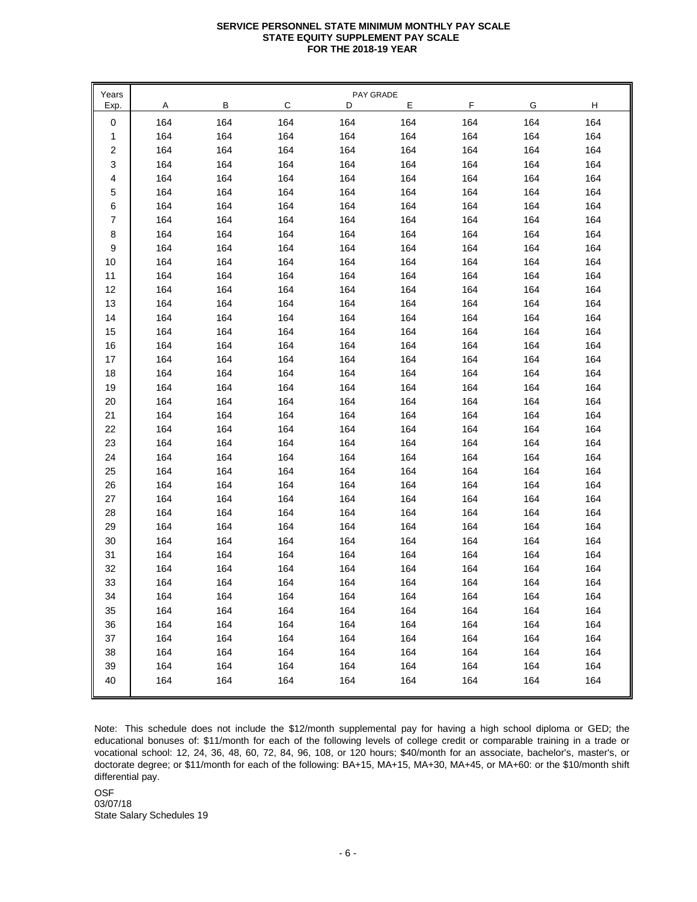**SERVICE PERSONNEL STATE MINIMUM MONTHLY PAY SCALE**
**STATE EQUITY SUPPLEMENT PAY SCALE**
**FOR THE 2018-19 YEAR**

| Years Exp. | PAY GRADE A | B | C | D | E | F | G | H |
|---|---|---|---|---|---|---|---|---|
| 0 | 164 | 164 | 164 | 164 | 164 | 164 | 164 | 164 |
| 1 | 164 | 164 | 164 | 164 | 164 | 164 | 164 | 164 |
| 2 | 164 | 164 | 164 | 164 | 164 | 164 | 164 | 164 |
| 3 | 164 | 164 | 164 | 164 | 164 | 164 | 164 | 164 |
| 4 | 164 | 164 | 164 | 164 | 164 | 164 | 164 | 164 |
| 5 | 164 | 164 | 164 | 164 | 164 | 164 | 164 | 164 |
| 6 | 164 | 164 | 164 | 164 | 164 | 164 | 164 | 164 |
| 7 | 164 | 164 | 164 | 164 | 164 | 164 | 164 | 164 |
| 8 | 164 | 164 | 164 | 164 | 164 | 164 | 164 | 164 |
| 9 | 164 | 164 | 164 | 164 | 164 | 164 | 164 | 164 |
| 10 | 164 | 164 | 164 | 164 | 164 | 164 | 164 | 164 |
| 11 | 164 | 164 | 164 | 164 | 164 | 164 | 164 | 164 |
| 12 | 164 | 164 | 164 | 164 | 164 | 164 | 164 | 164 |
| 13 | 164 | 164 | 164 | 164 | 164 | 164 | 164 | 164 |
| 14 | 164 | 164 | 164 | 164 | 164 | 164 | 164 | 164 |
| 15 | 164 | 164 | 164 | 164 | 164 | 164 | 164 | 164 |
| 16 | 164 | 164 | 164 | 164 | 164 | 164 | 164 | 164 |
| 17 | 164 | 164 | 164 | 164 | 164 | 164 | 164 | 164 |
| 18 | 164 | 164 | 164 | 164 | 164 | 164 | 164 | 164 |
| 19 | 164 | 164 | 164 | 164 | 164 | 164 | 164 | 164 |
| 20 | 164 | 164 | 164 | 164 | 164 | 164 | 164 | 164 |
| 21 | 164 | 164 | 164 | 164 | 164 | 164 | 164 | 164 |
| 22 | 164 | 164 | 164 | 164 | 164 | 164 | 164 | 164 |
| 23 | 164 | 164 | 164 | 164 | 164 | 164 | 164 | 164 |
| 24 | 164 | 164 | 164 | 164 | 164 | 164 | 164 | 164 |
| 25 | 164 | 164 | 164 | 164 | 164 | 164 | 164 | 164 |
| 26 | 164 | 164 | 164 | 164 | 164 | 164 | 164 | 164 |
| 27 | 164 | 164 | 164 | 164 | 164 | 164 | 164 | 164 |
| 28 | 164 | 164 | 164 | 164 | 164 | 164 | 164 | 164 |
| 29 | 164 | 164 | 164 | 164 | 164 | 164 | 164 | 164 |
| 30 | 164 | 164 | 164 | 164 | 164 | 164 | 164 | 164 |
| 31 | 164 | 164 | 164 | 164 | 164 | 164 | 164 | 164 |
| 32 | 164 | 164 | 164 | 164 | 164 | 164 | 164 | 164 |
| 33 | 164 | 164 | 164 | 164 | 164 | 164 | 164 | 164 |
| 34 | 164 | 164 | 164 | 164 | 164 | 164 | 164 | 164 |
| 35 | 164 | 164 | 164 | 164 | 164 | 164 | 164 | 164 |
| 36 | 164 | 164 | 164 | 164 | 164 | 164 | 164 | 164 |
| 37 | 164 | 164 | 164 | 164 | 164 | 164 | 164 | 164 |
| 38 | 164 | 164 | 164 | 164 | 164 | 164 | 164 | 164 |
| 39 | 164 | 164 | 164 | 164 | 164 | 164 | 164 | 164 |
| 40 | 164 | 164 | 164 | 164 | 164 | 164 | 164 | 164 |

Note: This schedule does not include the $12/month supplemental pay for having a high school diploma or GED; the educational bonuses of: $11/month for each of the following levels of college credit or comparable training in a trade or vocational school: 12, 24, 36, 48, 60, 72, 84, 96, 108, or 120 hours; $40/month for an associate, bachelor's, master's, or doctorate degree; or $11/month for each of the following: BA+15, MA+15, MA+30, MA+45, or MA+60: or the $10/month shift differential pay.

OSF
03/07/18
State Salary Schedules 19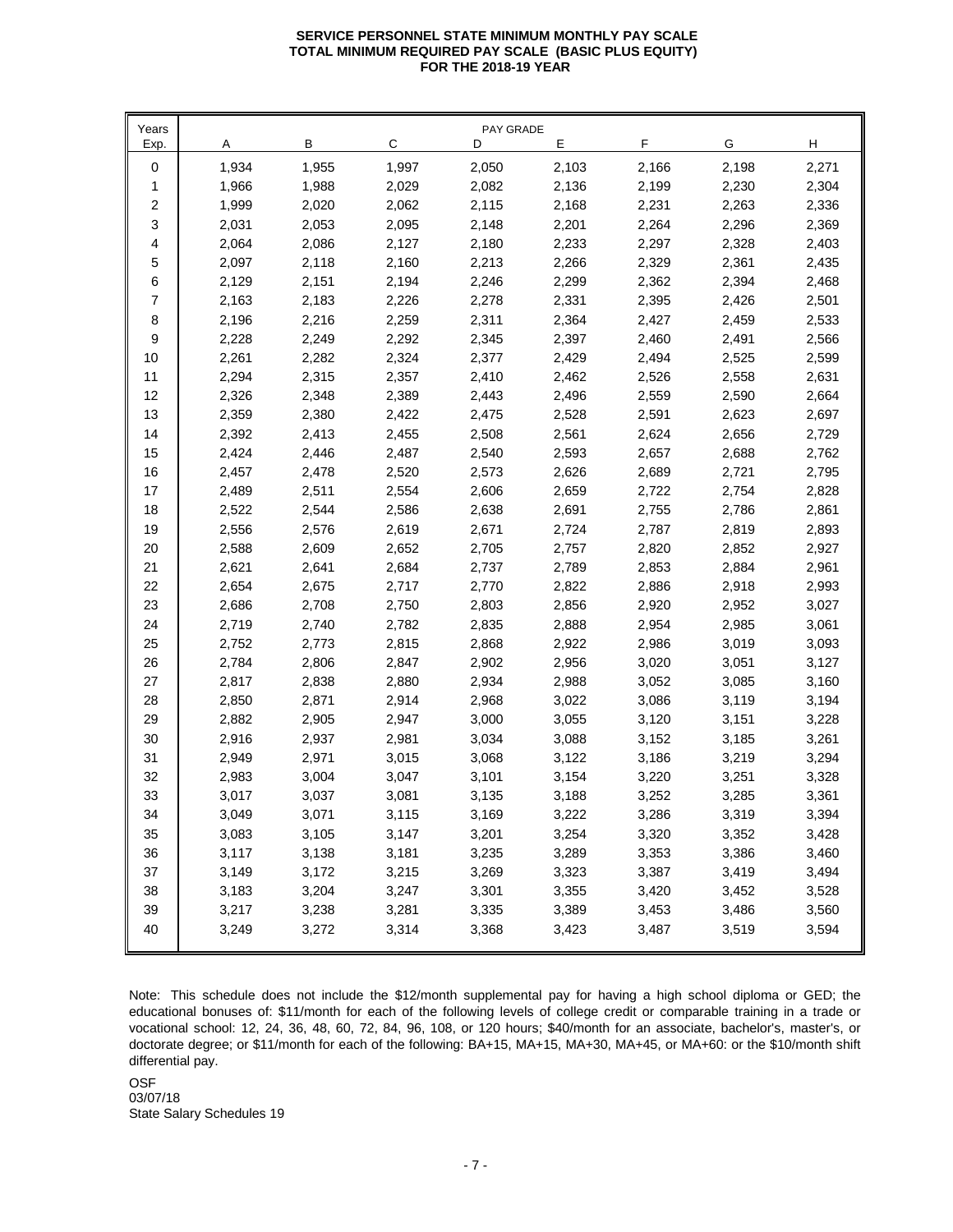**SERVICE PERSONNEL STATE MINIMUM MONTHLY PAY SCALE**
**TOTAL MINIMUM REQUIRED PAY SCALE (BASIC PLUS EQUITY)**
**FOR THE 2018-19 YEAR**

| Years Exp. | PAY GRADE A | B | C | D | E | F | G | H |
|---|---|---|---|---|---|---|---|---|
| 0 | 1,934 | 1,955 | 1,997 | 2,050 | 2,103 | 2,166 | 2,198 | 2,271 |
| 1 | 1,966 | 1,988 | 2,029 | 2,082 | 2,136 | 2,199 | 2,230 | 2,304 |
| 2 | 1,999 | 2,020 | 2,062 | 2,115 | 2,168 | 2,231 | 2,263 | 2,336 |
| 3 | 2,031 | 2,053 | 2,095 | 2,148 | 2,201 | 2,264 | 2,296 | 2,369 |
| 4 | 2,064 | 2,086 | 2,127 | 2,180 | 2,233 | 2,297 | 2,328 | 2,403 |
| 5 | 2,097 | 2,118 | 2,160 | 2,213 | 2,266 | 2,329 | 2,361 | 2,435 |
| 6 | 2,129 | 2,151 | 2,194 | 2,246 | 2,299 | 2,362 | 2,394 | 2,468 |
| 7 | 2,163 | 2,183 | 2,226 | 2,278 | 2,331 | 2,395 | 2,426 | 2,501 |
| 8 | 2,196 | 2,216 | 2,259 | 2,311 | 2,364 | 2,427 | 2,459 | 2,533 |
| 9 | 2,228 | 2,249 | 2,292 | 2,345 | 2,397 | 2,460 | 2,491 | 2,566 |
| 10 | 2,261 | 2,282 | 2,324 | 2,377 | 2,429 | 2,494 | 2,525 | 2,599 |
| 11 | 2,294 | 2,315 | 2,357 | 2,410 | 2,462 | 2,526 | 2,558 | 2,631 |
| 12 | 2,326 | 2,348 | 2,389 | 2,443 | 2,496 | 2,559 | 2,590 | 2,664 |
| 13 | 2,359 | 2,380 | 2,422 | 2,475 | 2,528 | 2,591 | 2,623 | 2,697 |
| 14 | 2,392 | 2,413 | 2,455 | 2,508 | 2,561 | 2,624 | 2,656 | 2,729 |
| 15 | 2,424 | 2,446 | 2,487 | 2,540 | 2,593 | 2,657 | 2,688 | 2,762 |
| 16 | 2,457 | 2,478 | 2,520 | 2,573 | 2,626 | 2,689 | 2,721 | 2,795 |
| 17 | 2,489 | 2,511 | 2,554 | 2,606 | 2,659 | 2,722 | 2,754 | 2,828 |
| 18 | 2,522 | 2,544 | 2,586 | 2,638 | 2,691 | 2,755 | 2,786 | 2,861 |
| 19 | 2,556 | 2,576 | 2,619 | 2,671 | 2,724 | 2,787 | 2,819 | 2,893 |
| 20 | 2,588 | 2,609 | 2,652 | 2,705 | 2,757 | 2,820 | 2,852 | 2,927 |
| 21 | 2,621 | 2,641 | 2,684 | 2,737 | 2,789 | 2,853 | 2,884 | 2,961 |
| 22 | 2,654 | 2,675 | 2,717 | 2,770 | 2,822 | 2,886 | 2,918 | 2,993 |
| 23 | 2,686 | 2,708 | 2,750 | 2,803 | 2,856 | 2,920 | 2,952 | 3,027 |
| 24 | 2,719 | 2,740 | 2,782 | 2,835 | 2,888 | 2,954 | 2,985 | 3,061 |
| 25 | 2,752 | 2,773 | 2,815 | 2,868 | 2,922 | 2,986 | 3,019 | 3,093 |
| 26 | 2,784 | 2,806 | 2,847 | 2,902 | 2,956 | 3,020 | 3,051 | 3,127 |
| 27 | 2,817 | 2,838 | 2,880 | 2,934 | 2,988 | 3,052 | 3,085 | 3,160 |
| 28 | 2,850 | 2,871 | 2,914 | 2,968 | 3,022 | 3,086 | 3,119 | 3,194 |
| 29 | 2,882 | 2,905 | 2,947 | 3,000 | 3,055 | 3,120 | 3,151 | 3,228 |
| 30 | 2,916 | 2,937 | 2,981 | 3,034 | 3,088 | 3,152 | 3,185 | 3,261 |
| 31 | 2,949 | 2,971 | 3,015 | 3,068 | 3,122 | 3,186 | 3,219 | 3,294 |
| 32 | 2,983 | 3,004 | 3,047 | 3,101 | 3,154 | 3,220 | 3,251 | 3,328 |
| 33 | 3,017 | 3,037 | 3,081 | 3,135 | 3,188 | 3,252 | 3,285 | 3,361 |
| 34 | 3,049 | 3,071 | 3,115 | 3,169 | 3,222 | 3,286 | 3,319 | 3,394 |
| 35 | 3,083 | 3,105 | 3,147 | 3,201 | 3,254 | 3,320 | 3,352 | 3,428 |
| 36 | 3,117 | 3,138 | 3,181 | 3,235 | 3,289 | 3,353 | 3,386 | 3,460 |
| 37 | 3,149 | 3,172 | 3,215 | 3,269 | 3,323 | 3,387 | 3,419 | 3,494 |
| 38 | 3,183 | 3,204 | 3,247 | 3,301 | 3,355 | 3,420 | 3,452 | 3,528 |
| 39 | 3,217 | 3,238 | 3,281 | 3,335 | 3,389 | 3,453 | 3,486 | 3,560 |
| 40 | 3,249 | 3,272 | 3,314 | 3,368 | 3,423 | 3,487 | 3,519 | 3,594 |

Note: This schedule does not include the $12/month supplemental pay for having a high school diploma or GED; the educational bonuses of: $11/month for each of the following levels of college credit or comparable training in a trade or vocational school: 12, 24, 36, 48, 60, 72, 84, 96, 108, or 120 hours; $40/month for an associate, bachelor's, master's, or doctorate degree; or $11/month for each of the following: BA+15, MA+15, MA+30, MA+45, or MA+60: or the $10/month shift differential pay.

OSF
03/07/18
State Salary Schedules 19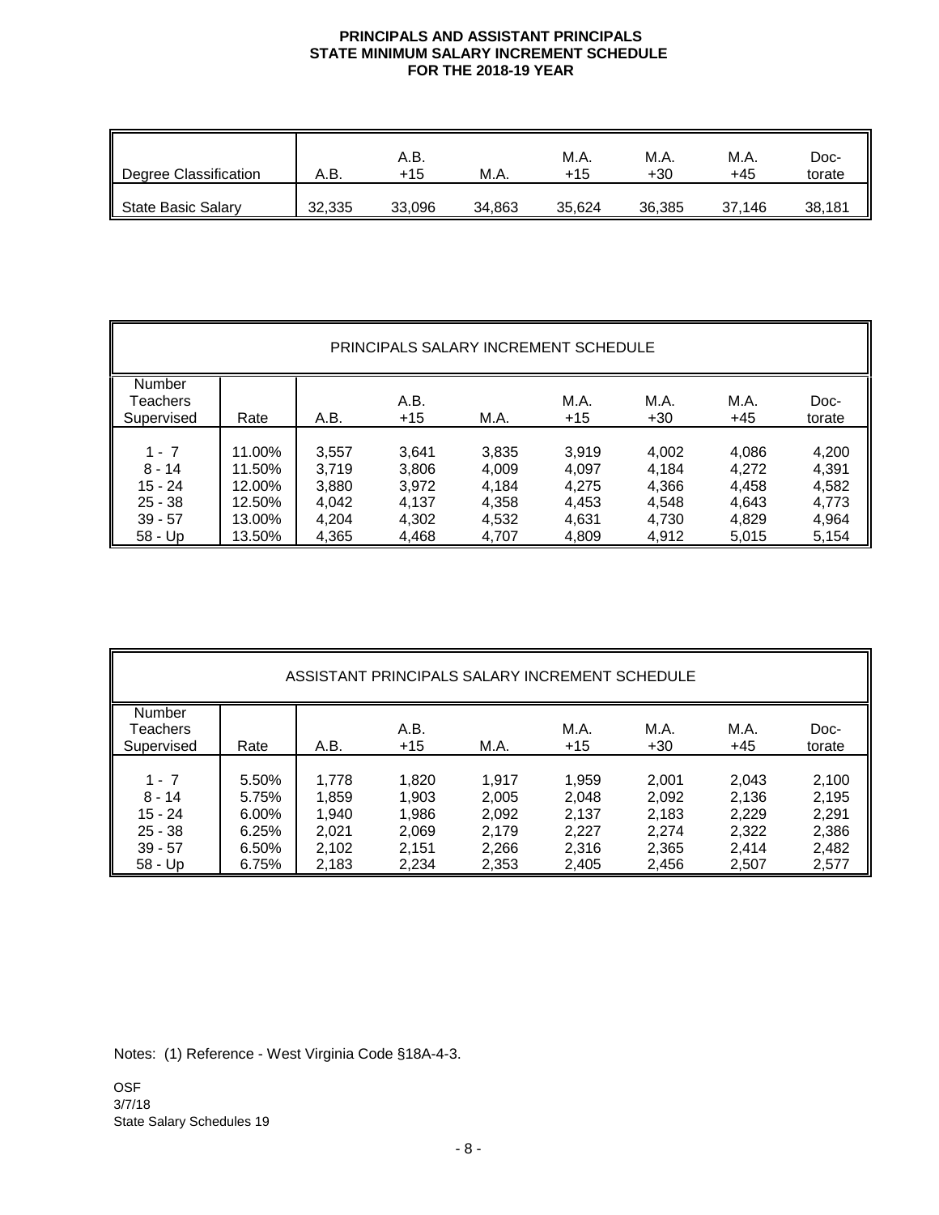**PRINCIPALS AND ASSISTANT PRINCIPALS**
**STATE MINIMUM SALARY INCREMENT SCHEDULE**
**FOR THE 2018-19 YEAR**

| Degree Classification | A.B. | A.B. +15 | M.A. | M.A. +15 | M.A. +30 | M.A. +45 | Doc-torate |
|---|---|---|---|---|---|---|---|
| State Basic Salary | 32,335 | 33,096 | 34,863 | 35,624 | 36,385 | 37,146 | 38,181 |

PRINCIPALS SALARY INCREMENT SCHEDULE

| Number Teachers Supervised | Rate | A.B. | A.B. +15 | M.A. | M.A. +15 | M.A. +30 | M.A. +45 | Doc-torate |
|---|---|---|---|---|---|---|---|---|
| 1 - 7 | 11.00% | 3,557 | 3,641 | 3,835 | 3,919 | 4,002 | 4,086 | 4,200 |
| 8 - 14 | 11.50% | 3,719 | 3,806 | 4,009 | 4,097 | 4,184 | 4,272 | 4,391 |
| 15 - 24 | 12.00% | 3,880 | 3,972 | 4,184 | 4,275 | 4,366 | 4,458 | 4,582 |
| 25 - 38 | 12.50% | 4,042 | 4,137 | 4,358 | 4,453 | 4,548 | 4,643 | 4,773 |
| 39 - 57 | 13.00% | 4,204 | 4,302 | 4,532 | 4,631 | 4,730 | 4,829 | 4,964 |
| 58 - Up | 13.50% | 4,365 | 4,468 | 4,707 | 4,809 | 4,912 | 5,015 | 5,154 |

ASSISTANT PRINCIPALS SALARY INCREMENT SCHEDULE

| Number Teachers Supervised | Rate | A.B. | A.B. +15 | M.A. | M.A. +15 | M.A. +30 | M.A. +45 | Doc-torate |
|---|---|---|---|---|---|---|---|---|
| 1 - 7 | 5.50% | 1,778 | 1,820 | 1,917 | 1,959 | 2,001 | 2,043 | 2,100 |
| 8 - 14 | 5.75% | 1,859 | 1,903 | 2,005 | 2,048 | 2,092 | 2,136 | 2,195 |
| 15 - 24 | 6.00% | 1,940 | 1,986 | 2,092 | 2,137 | 2,183 | 2,229 | 2,291 |
| 25 - 38 | 6.25% | 2,021 | 2,069 | 2,179 | 2,227 | 2,274 | 2,322 | 2,386 |
| 39 - 57 | 6.50% | 2,102 | 2,151 | 2,266 | 2,316 | 2,365 | 2,414 | 2,482 |
| 58 - Up | 6.75% | 2,183 | 2,234 | 2,353 | 2,405 | 2,456 | 2,507 | 2,577 |

Notes: (1) Reference - West Virginia Code §18A-4-3.

OSF
3/7/18
State Salary Schedules 19